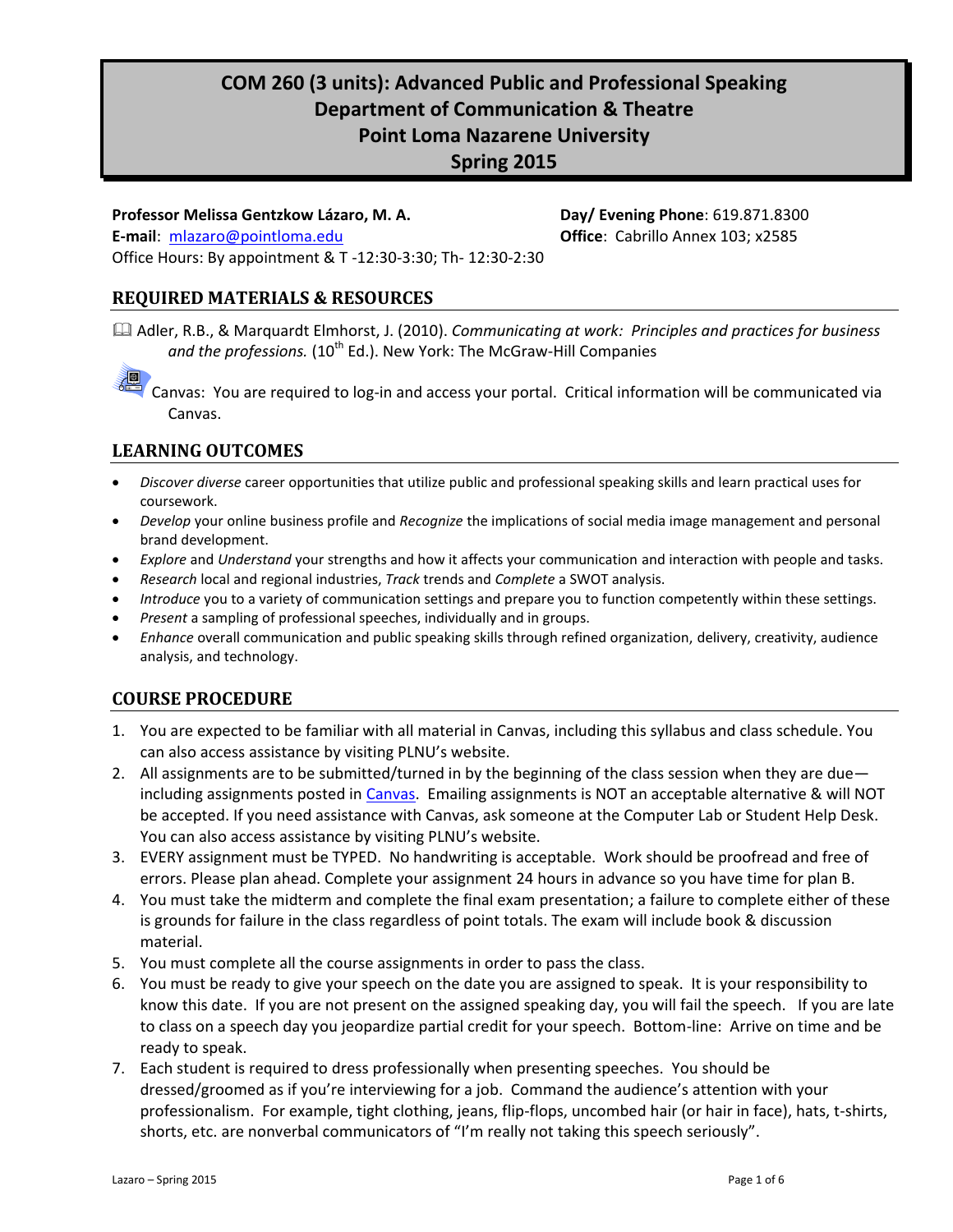# COM 260 (3 units): Advanced Public and Professional Speaking
## Department of Communication & Theatre
## Point Loma Nazarene University
## Spring 2015

**Professor Melissa Gentzkow Lázaro, M. A.**
**E-mail**: mlazaro@pointloma.edu
Office Hours: By appointment & T -12:30-3:30; Th- 12:30-2:30

**Day/ Evening Phone**: 619.871.8300
**Office**: Cabrillo Annex 103; x2585

## REQUIRED MATERIALS & RESOURCES

Adler, R.B., & Marquardt Elmhorst, J. (2010). *Communicating at work: Principles and practices for business and the professions.* (10th Ed.). New York: The McGraw-Hill Companies

Canvas: You are required to log-in and access your portal. Critical information will be communicated via Canvas.

## LEARNING OUTCOMES

- *Discover diverse* career opportunities that utilize public and professional speaking skills and learn practical uses for coursework.
- *Develop* your online business profile and *Recognize* the implications of social media image management and personal brand development.
- *Explore* and *Understand* your strengths and how it affects your communication and interaction with people and tasks.
- *Research* local and regional industries, *Track* trends and *Complete* a SWOT analysis.
- *Introduce* you to a variety of communication settings and prepare you to function competently within these settings.
- *Present* a sampling of professional speeches, individually and in groups.
- *Enhance* overall communication and public speaking skills through refined organization, delivery, creativity, audience analysis, and technology.

## COURSE PROCEDURE

1. You are expected to be familiar with all material in Canvas, including this syllabus and class schedule. You can also access assistance by visiting PLNU's website.
2. All assignments are to be submitted/turned in by the beginning of the class session when they are due—including assignments posted in Canvas. Emailing assignments is NOT an acceptable alternative & will NOT be accepted. If you need assistance with Canvas, ask someone at the Computer Lab or Student Help Desk. You can also access assistance by visiting PLNU's website.
3. EVERY assignment must be TYPED. No handwriting is acceptable. Work should be proofread and free of errors. Please plan ahead. Complete your assignment 24 hours in advance so you have time for plan B.
4. You must take the midterm and complete the final exam presentation; a failure to complete either of these is grounds for failure in the class regardless of point totals. The exam will include book & discussion material.
5. You must complete all the course assignments in order to pass the class.
6. You must be ready to give your speech on the date you are assigned to speak. It is your responsibility to know this date. If you are not present on the assigned speaking day, you will fail the speech. If you are late to class on a speech day you jeopardize partial credit for your speech. Bottom-line: Arrive on time and be ready to speak.
7. Each student is required to dress professionally when presenting speeches. You should be dressed/groomed as if you're interviewing for a job. Command the audience's attention with your professionalism. For example, tight clothing, jeans, flip-flops, uncombed hair (or hair in face), hats, t-shirts, shorts, etc. are nonverbal communicators of "I'm really not taking this speech seriously".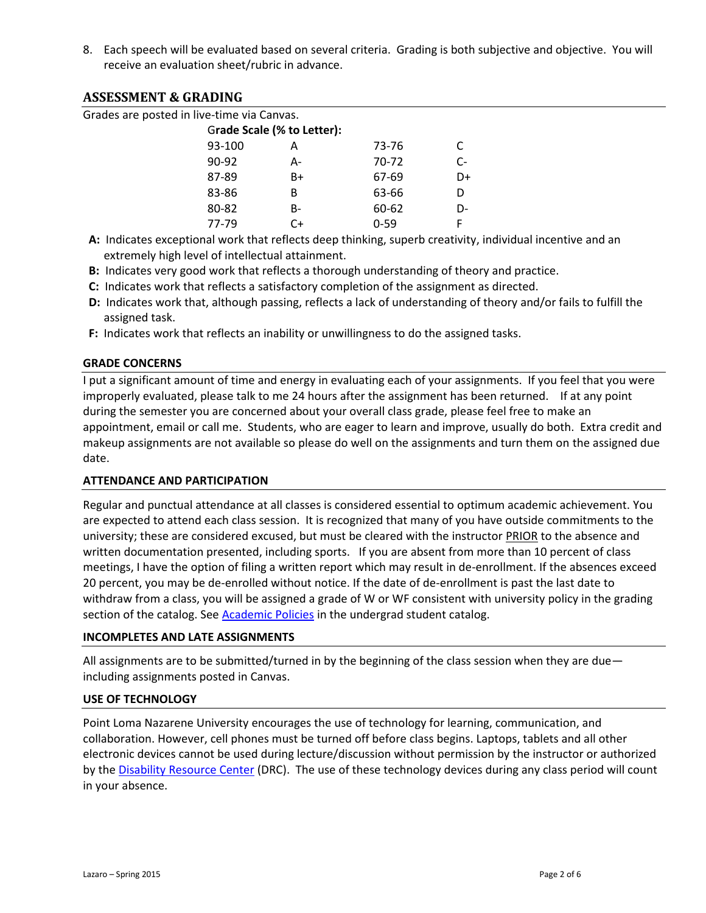8. Each speech will be evaluated based on several criteria. Grading is both subjective and objective. You will receive an evaluation sheet/rubric in advance.

## ASSESSMENT & GRADING

Grades are posted in live-time via Canvas.

**Grade Scale (% to Letter):**

| | | | |
|---|---|---|---|
| 93-100 | A | 73-76 | C |
| 90-92 | A- | 70-72 | C- |
| 87-89 | B+ | 67-69 | D+ |
| 83-86 | B | 63-66 | D |
| 80-82 | B- | 60-62 | D- |
| 77-79 | C+ | 0-59 | F |

- **A:** Indicates exceptional work that reflects deep thinking, superb creativity, individual incentive and an extremely high level of intellectual attainment.
- **B:** Indicates very good work that reflects a thorough understanding of theory and practice.
- **C:** Indicates work that reflects a satisfactory completion of the assignment as directed.
- **D:** Indicates work that, although passing, reflects a lack of understanding of theory and/or fails to fulfill the assigned task.
- **F:** Indicates work that reflects an inability or unwillingness to do the assigned tasks.

### GRADE CONCERNS

I put a significant amount of time and energy in evaluating each of your assignments. If you feel that you were improperly evaluated, please talk to me 24 hours after the assignment has been returned. If at any point during the semester you are concerned about your overall class grade, please feel free to make an appointment, email or call me. Students, who are eager to learn and improve, usually do both. Extra credit and makeup assignments are not available so please do well on the assignments and turn them on the assigned due date.

### ATTENDANCE AND PARTICIPATION

Regular and punctual attendance at all classes is considered essential to optimum academic achievement. You are expected to attend each class session. It is recognized that many of you have outside commitments to the university; these are considered excused, but must be cleared with the instructor PRIOR to the absence and written documentation presented, including sports. If you are absent from more than 10 percent of class meetings, I have the option of filing a written report which may result in de-enrollment. If the absences exceed 20 percent, you may be de-enrolled without notice. If the date of de-enrollment is past the last date to withdraw from a class, you will be assigned a grade of W or WF consistent with university policy in the grading section of the catalog. See Academic Policies in the undergrad student catalog.

### INCOMPLETES AND LATE ASSIGNMENTS

All assignments are to be submitted/turned in by the beginning of the class session when they are due—including assignments posted in Canvas.

### USE OF TECHNOLOGY

Point Loma Nazarene University encourages the use of technology for learning, communication, and collaboration. However, cell phones must be turned off before class begins. Laptops, tablets and all other electronic devices cannot be used during lecture/discussion without permission by the instructor or authorized by the Disability Resource Center (DRC). The use of these technology devices during any class period will count in your absence.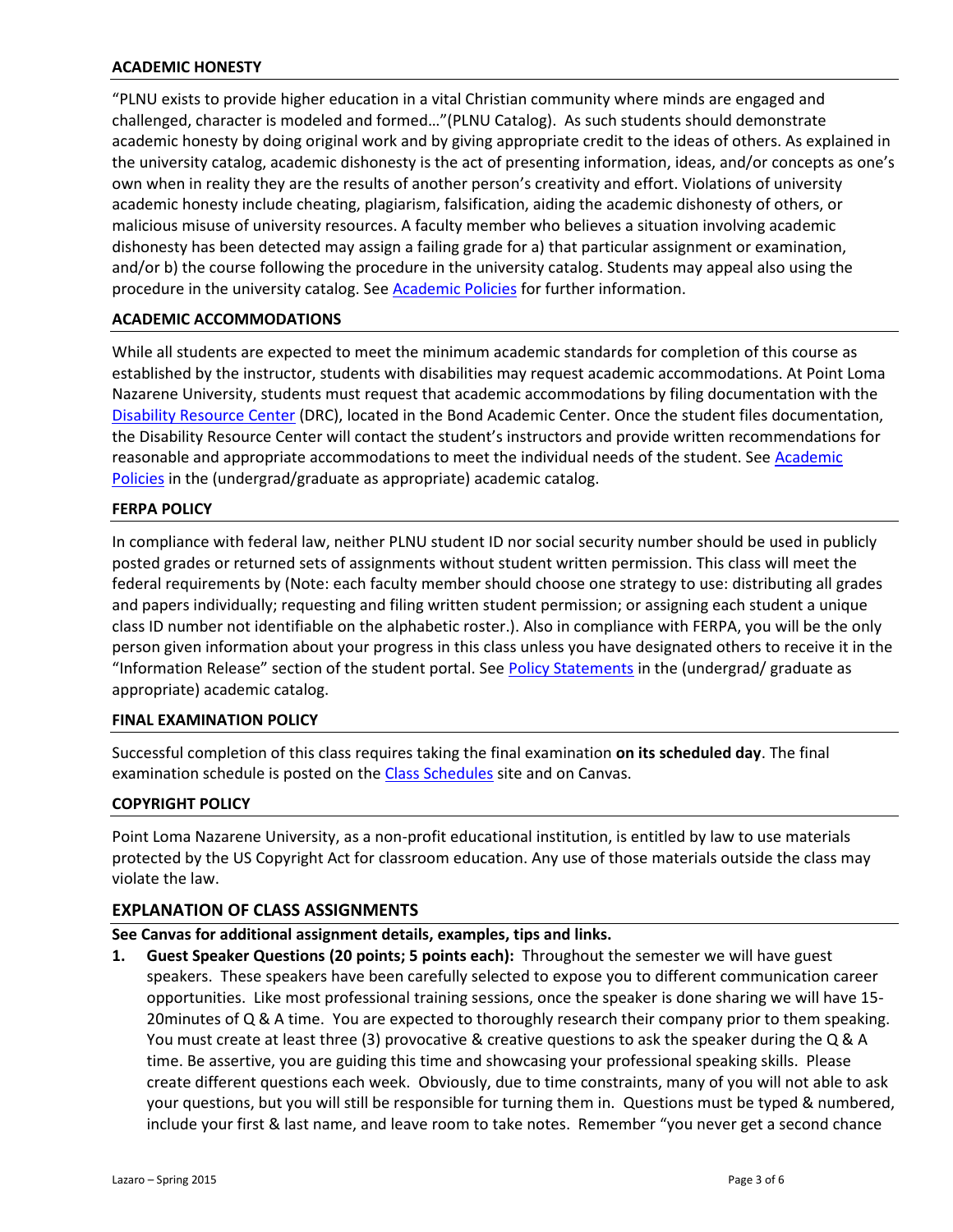### ACADEMIC HONESTY

"PLNU exists to provide higher education in a vital Christian community where minds are engaged and challenged, character is modeled and formed…"(PLNU Catalog). As such students should demonstrate academic honesty by doing original work and by giving appropriate credit to the ideas of others. As explained in the university catalog, academic dishonesty is the act of presenting information, ideas, and/or concepts as one's own when in reality they are the results of another person's creativity and effort. Violations of university academic honesty include cheating, plagiarism, falsification, aiding the academic dishonesty of others, or malicious misuse of university resources. A faculty member who believes a situation involving academic dishonesty has been detected may assign a failing grade for a) that particular assignment or examination, and/or b) the course following the procedure in the university catalog. Students may appeal also using the procedure in the university catalog. See Academic Policies for further information.

### ACADEMIC ACCOMMODATIONS

While all students are expected to meet the minimum academic standards for completion of this course as established by the instructor, students with disabilities may request academic accommodations. At Point Loma Nazarene University, students must request that academic accommodations by filing documentation with the Disability Resource Center (DRC), located in the Bond Academic Center. Once the student files documentation, the Disability Resource Center will contact the student's instructors and provide written recommendations for reasonable and appropriate accommodations to meet the individual needs of the student. See Academic Policies in the (undergrad/graduate as appropriate) academic catalog.

### FERPA POLICY

In compliance with federal law, neither PLNU student ID nor social security number should be used in publicly posted grades or returned sets of assignments without student written permission. This class will meet the federal requirements by (Note: each faculty member should choose one strategy to use: distributing all grades and papers individually; requesting and filing written student permission; or assigning each student a unique class ID number not identifiable on the alphabetic roster.). Also in compliance with FERPA, you will be the only person given information about your progress in this class unless you have designated others to receive it in the "Information Release" section of the student portal. See Policy Statements in the (undergrad/ graduate as appropriate) academic catalog.

### FINAL EXAMINATION POLICY

Successful completion of this class requires taking the final examination **on its scheduled day**. The final examination schedule is posted on the Class Schedules site and on Canvas.

### COPYRIGHT POLICY

Point Loma Nazarene University, as a non-profit educational institution, is entitled by law to use materials protected by the US Copyright Act for classroom education. Any use of those materials outside the class may violate the law.

## EXPLANATION OF CLASS ASSIGNMENTS

**See Canvas for additional assignment details, examples, tips and links.**

1. **Guest Speaker Questions (20 points; 5 points each):** Throughout the semester we will have guest speakers. These speakers have been carefully selected to expose you to different communication career opportunities. Like most professional training sessions, once the speaker is done sharing we will have 15-20minutes of Q & A time. You are expected to thoroughly research their company prior to them speaking. You must create at least three (3) provocative & creative questions to ask the speaker during the Q & A time. Be assertive, you are guiding this time and showcasing your professional speaking skills. Please create different questions each week. Obviously, due to time constraints, many of you will not able to ask your questions, but you will still be responsible for turning them in. Questions must be typed & numbered, include your first & last name, and leave room to take notes. Remember "you never get a second chance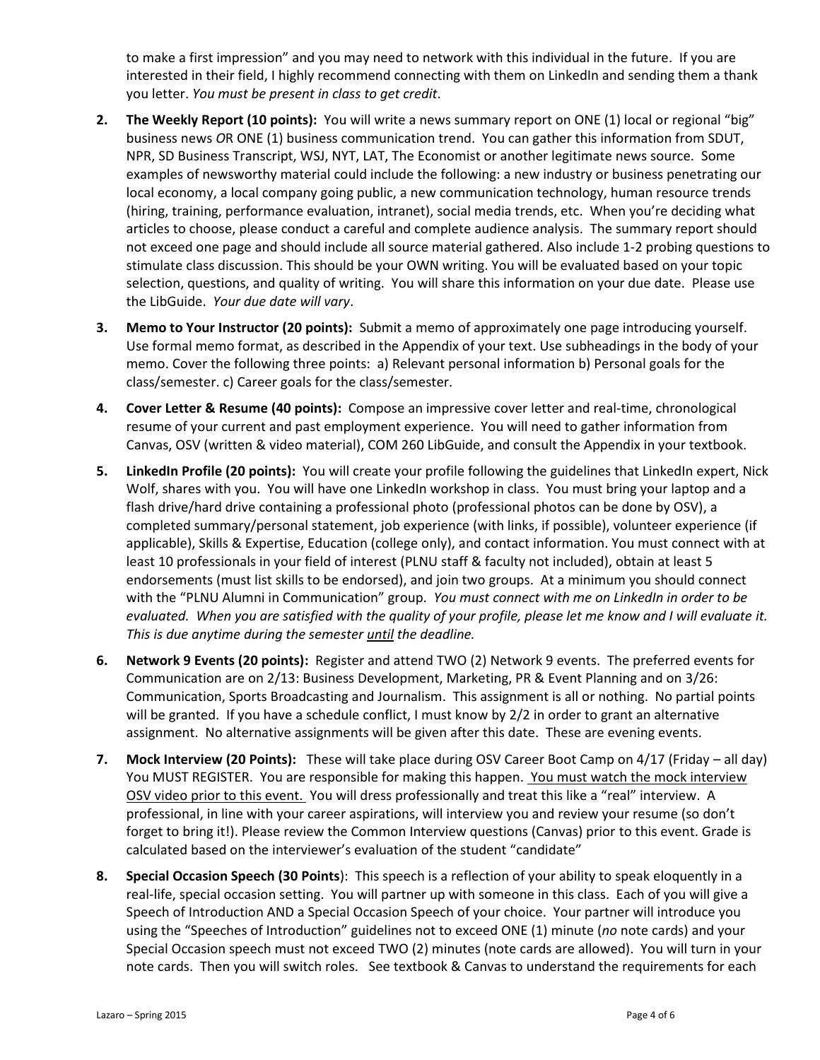to make a first impression" and you may need to network with this individual in the future. If you are interested in their field, I highly recommend connecting with them on LinkedIn and sending them a thank you letter. *You must be present in class to get credit*.

2. **The Weekly Report (10 points):** You will write a news summary report on ONE (1) local or regional "big" business news *O*R ONE (1) business communication trend. You can gather this information from SDUT, NPR, SD Business Transcript, WSJ, NYT, LAT, The Economist or another legitimate news source. Some examples of newsworthy material could include the following: a new industry or business penetrating our local economy, a local company going public, a new communication technology, human resource trends (hiring, training, performance evaluation, intranet), social media trends, etc. When you're deciding what articles to choose, please conduct a careful and complete audience analysis. The summary report should not exceed one page and should include all source material gathered. Also include 1-2 probing questions to stimulate class discussion. This should be your OWN writing. You will be evaluated based on your topic selection, questions, and quality of writing. You will share this information on your due date. Please use the LibGuide. *Your due date will vary*.

3. **Memo to Your Instructor (20 points):** Submit a memo of approximately one page introducing yourself. Use formal memo format, as described in the Appendix of your text. Use subheadings in the body of your memo. Cover the following three points: a) Relevant personal information b) Personal goals for the class/semester. c) Career goals for the class/semester.

4. **Cover Letter & Resume (40 points):** Compose an impressive cover letter and real-time, chronological resume of your current and past employment experience. You will need to gather information from Canvas, OSV (written & video material), COM 260 LibGuide, and consult the Appendix in your textbook.

5. **LinkedIn Profile (20 points):** You will create your profile following the guidelines that LinkedIn expert, Nick Wolf, shares with you. You will have one LinkedIn workshop in class. You must bring your laptop and a flash drive/hard drive containing a professional photo (professional photos can be done by OSV), a completed summary/personal statement, job experience (with links, if possible), volunteer experience (if applicable), Skills & Expertise, Education (college only), and contact information. You must connect with at least 10 professionals in your field of interest (PLNU staff & faculty not included), obtain at least 5 endorsements (must list skills to be endorsed), and join two groups. At a minimum you should connect with the "PLNU Alumni in Communication" group. *You must connect with me on LinkedIn in order to be evaluated. When you are satisfied with the quality of your profile, please let me know and I will evaluate it. This is due anytime during the semester <u>until</u> the deadline.*

6. **Network 9 Events (20 points):** Register and attend TWO (2) Network 9 events. The preferred events for Communication are on 2/13: Business Development, Marketing, PR & Event Planning and on 3/26: Communication, Sports Broadcasting and Journalism. This assignment is all or nothing. No partial points will be granted. If you have a schedule conflict, I must know by 2/2 in order to grant an alternative assignment. No alternative assignments will be given after this date. These are evening events.

7. **Mock Interview (20 Points):** These will take place during OSV Career Boot Camp on 4/17 (Friday – all day) You MUST REGISTER. You are responsible for making this happen. <u>You must watch the mock interview OSV video prior to this event.</u> You will dress professionally and treat this like a "real" interview. A professional, in line with your career aspirations, will interview you and review your resume (so don't forget to bring it!). Please review the Common Interview questions (Canvas) prior to this event. Grade is calculated based on the interviewer's evaluation of the student "candidate"

8. **Special Occasion Speech (30 Points**): This speech is a reflection of your ability to speak eloquently in a real-life, special occasion setting. You will partner up with someone in this class. Each of you will give a Speech of Introduction AND a Special Occasion Speech of your choice. Your partner will introduce you using the "Speeches of Introduction" guidelines not to exceed ONE (1) minute (*no* note cards) and your Special Occasion speech must not exceed TWO (2) minutes (note cards are allowed). You will turn in your note cards. Then you will switch roles. See textbook & Canvas to understand the requirements for each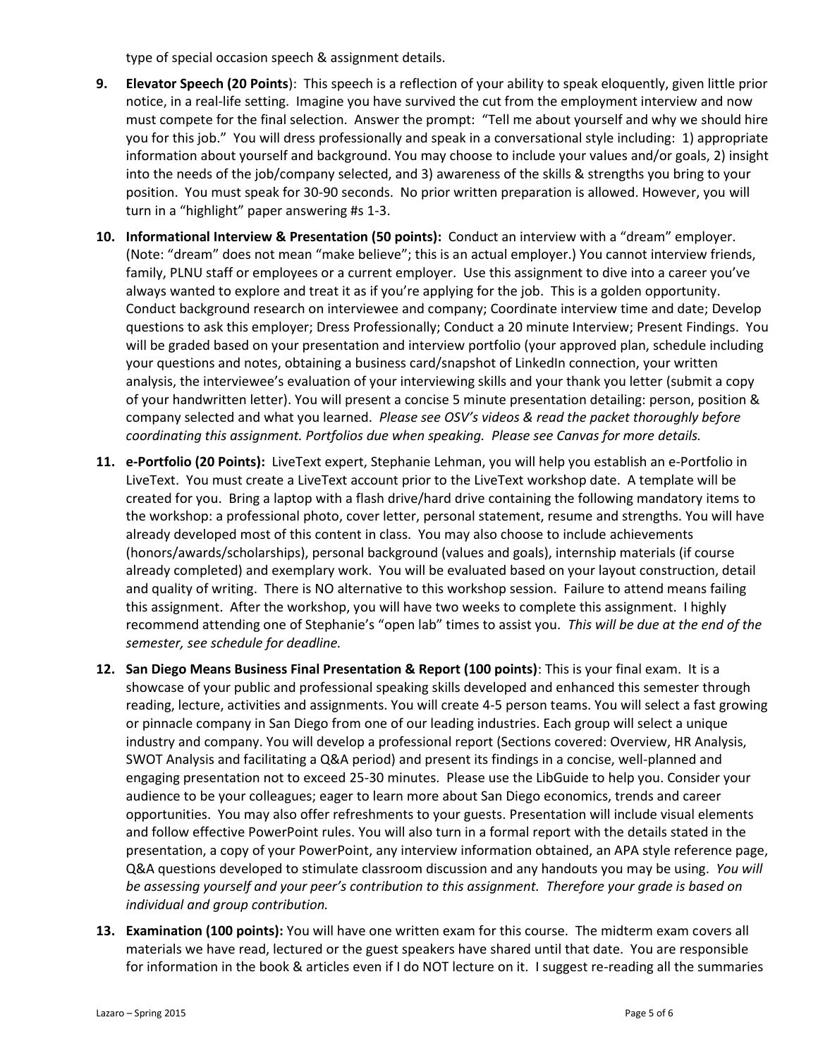type of special occasion speech & assignment details.

9. **Elevator Speech (20 Points)**: This speech is a reflection of your ability to speak eloquently, given little prior notice, in a real-life setting. Imagine you have survived the cut from the employment interview and now must compete for the final selection. Answer the prompt: "Tell me about yourself and why we should hire you for this job." You will dress professionally and speak in a conversational style including: 1) appropriate information about yourself and background. You may choose to include your values and/or goals, 2) insight into the needs of the job/company selected, and 3) awareness of the skills & strengths you bring to your position. You must speak for 30-90 seconds. No prior written preparation is allowed. However, you will turn in a "highlight" paper answering #s 1-3.

10. **Informational Interview & Presentation (50 points):** Conduct an interview with a "dream" employer. (Note: "dream" does not mean "make believe"; this is an actual employer.) You cannot interview friends, family, PLNU staff or employees or a current employer. Use this assignment to dive into a career you've always wanted to explore and treat it as if you're applying for the job. This is a golden opportunity. Conduct background research on interviewee and company; Coordinate interview time and date; Develop questions to ask this employer; Dress Professionally; Conduct a 20 minute Interview; Present Findings. You will be graded based on your presentation and interview portfolio (your approved plan, schedule including your questions and notes, obtaining a business card/snapshot of LinkedIn connection, your written analysis, the interviewee's evaluation of your interviewing skills and your thank you letter (submit a copy of your handwritten letter). You will present a concise 5 minute presentation detailing: person, position & company selected and what you learned. *Please see OSV's videos & read the packet thoroughly before coordinating this assignment. Portfolios due when speaking. Please see Canvas for more details.*

11. **e-Portfolio (20 Points):** LiveText expert, Stephanie Lehman, you will help you establish an e-Portfolio in LiveText. You must create a LiveText account prior to the LiveText workshop date. A template will be created for you. Bring a laptop with a flash drive/hard drive containing the following mandatory items to the workshop: a professional photo, cover letter, personal statement, resume and strengths. You will have already developed most of this content in class. You may also choose to include achievements (honors/awards/scholarships), personal background (values and goals), internship materials (if course already completed) and exemplary work. You will be evaluated based on your layout construction, detail and quality of writing. There is NO alternative to this workshop session. Failure to attend means failing this assignment. After the workshop, you will have two weeks to complete this assignment. I highly recommend attending one of Stephanie's "open lab" times to assist you. *This will be due at the end of the semester, see schedule for deadline.*

12. **San Diego Means Business Final Presentation & Report (100 points)**: This is your final exam. It is a showcase of your public and professional speaking skills developed and enhanced this semester through reading, lecture, activities and assignments. You will create 4-5 person teams. You will select a fast growing or pinnacle company in San Diego from one of our leading industries. Each group will select a unique industry and company. You will develop a professional report (Sections covered: Overview, HR Analysis, SWOT Analysis and facilitating a Q&A period) and present its findings in a concise, well-planned and engaging presentation not to exceed 25-30 minutes. Please use the LibGuide to help you. Consider your audience to be your colleagues; eager to learn more about San Diego economics, trends and career opportunities. You may also offer refreshments to your guests. Presentation will include visual elements and follow effective PowerPoint rules. You will also turn in a formal report with the details stated in the presentation, a copy of your PowerPoint, any interview information obtained, an APA style reference page, Q&A questions developed to stimulate classroom discussion and any handouts you may be using. *You will be assessing yourself and your peer's contribution to this assignment. Therefore your grade is based on individual and group contribution.*

13. **Examination (100 points):** You will have one written exam for this course. The midterm exam covers all materials we have read, lectured or the guest speakers have shared until that date. You are responsible for information in the book & articles even if I do NOT lecture on it. I suggest re-reading all the summaries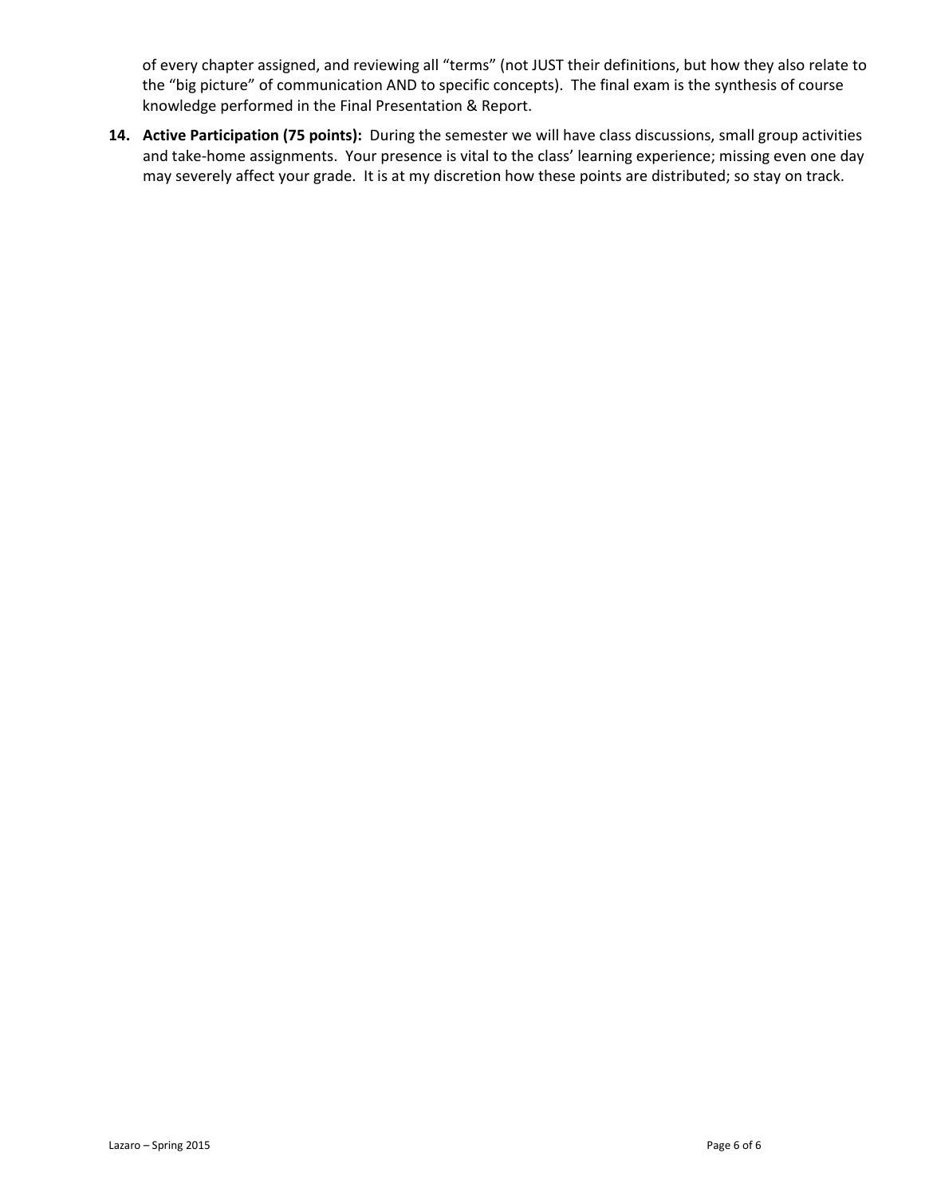of every chapter assigned, and reviewing all "terms" (not JUST their definitions, but how they also relate to the "big picture" of communication AND to specific concepts). The final exam is the synthesis of course knowledge performed in the Final Presentation & Report.

14. **Active Participation (75 points):** During the semester we will have class discussions, small group activities and take-home assignments. Your presence is vital to the class' learning experience; missing even one day may severely affect your grade. It is at my discretion how these points are distributed; so stay on track.